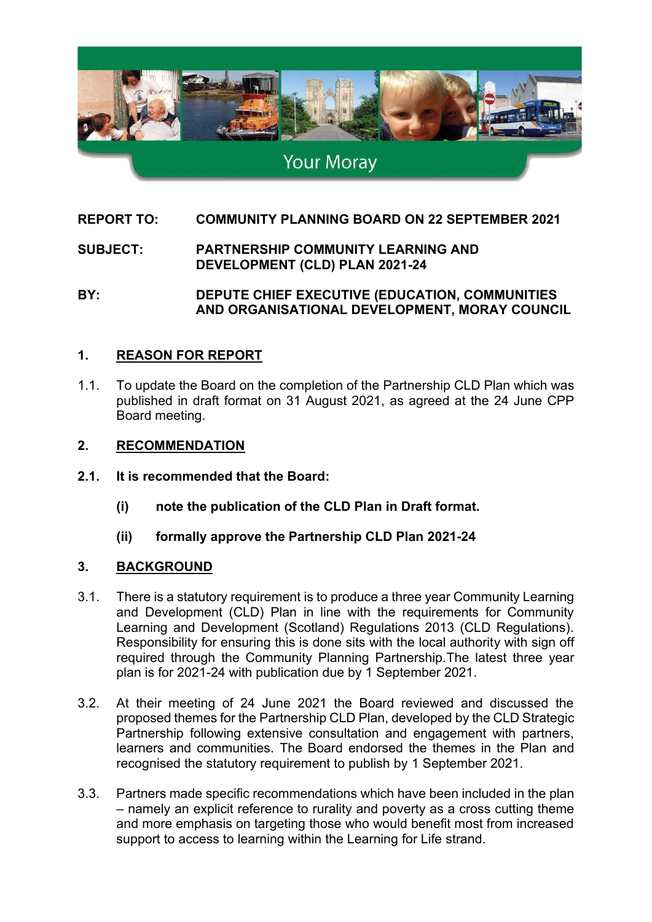Your Moray

**REPORT TO:** **COMMUNITY PLANNING BOARD ON 22 SEPTEMBER 2021**

**SUBJECT:** **PARTNERSHIP COMMUNITY LEARNING AND DEVELOPMENT (CLD) PLAN 2021-24**

**BY:** **DEPUTE CHIEF EXECUTIVE (EDUCATION, COMMUNITIES AND ORGANISATIONAL DEVELOPMENT, MORAY COUNCIL**

## 1. REASON FOR REPORT

1.1. To update the Board on the completion of the Partnership CLD Plan which was published in draft format on 31 August 2021, as agreed at the 24 June CPP Board meeting.

## 2. RECOMMENDATION

**2.1. It is recommended that the Board:**

**(i) note the publication of the CLD Plan in Draft format.**

**(ii) formally approve the Partnership CLD Plan 2021-24**

## 3. BACKGROUND

3.1. There is a statutory requirement is to produce a three year Community Learning and Development (CLD) Plan in line with the requirements for Community Learning and Development (Scotland) Regulations 2013 (CLD Regulations). Responsibility for ensuring this is done sits with the local authority with sign off required through the Community Planning Partnership.The latest three year plan is for 2021-24 with publication due by 1 September 2021.

3.2. At their meeting of 24 June 2021 the Board reviewed and discussed the proposed themes for the Partnership CLD Plan, developed by the CLD Strategic Partnership following extensive consultation and engagement with partners, learners and communities. The Board endorsed the themes in the Plan and recognised the statutory requirement to publish by 1 September 2021.

3.3. Partners made specific recommendations which have been included in the plan – namely an explicit reference to rurality and poverty as a cross cutting theme and more emphasis on targeting those who would benefit most from increased support to access to learning within the Learning for Life strand.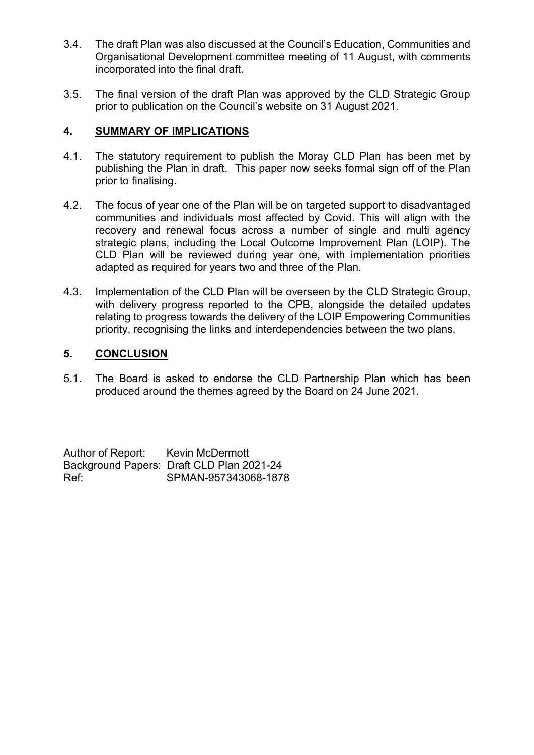3.4. The draft Plan was also discussed at the Council's Education, Communities and Organisational Development committee meeting of 11 August, with comments incorporated into the final draft.

3.5. The final version of the draft Plan was approved by the CLD Strategic Group prior to publication on the Council's website on 31 August 2021.

## 4. SUMMARY OF IMPLICATIONS

4.1. The statutory requirement to publish the Moray CLD Plan has been met by publishing the Plan in draft. This paper now seeks formal sign off of the Plan prior to finalising.

4.2. The focus of year one of the Plan will be on targeted support to disadvantaged communities and individuals most affected by Covid. This will align with the recovery and renewal focus across a number of single and multi agency strategic plans, including the Local Outcome Improvement Plan (LOIP). The CLD Plan will be reviewed during year one, with implementation priorities adapted as required for years two and three of the Plan.

4.3. Implementation of the CLD Plan will be overseen by the CLD Strategic Group, with delivery progress reported to the CPB, alongside the detailed updates relating to progress towards the delivery of the LOIP Empowering Communities priority, recognising the links and interdependencies between the two plans.

## 5. CONCLUSION

5.1. The Board is asked to endorse the CLD Partnership Plan which has been produced around the themes agreed by the Board on 24 June 2021.

Author of Report: Kevin McDermott
Background Papers: Draft CLD Plan 2021-24
Ref: SPMAN-957343068-1878